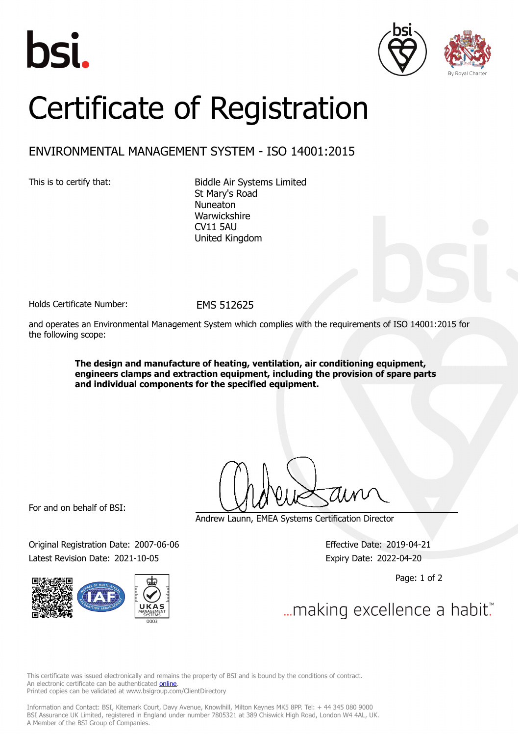# Certificate of Registration

## ENVIRONMENTAL MANAGEMENT SYSTEM - ISO 14001:2015

This is to certify that:

Biddle Air Systems Limited
St Mary's Road
Nuneaton
Warwickshire
CV11 5AU
United Kingdom

Holds Certificate Number: EMS 512625

and operates an Environmental Management System which complies with the requirements of ISO 14001:2015 for the following scope:

**The design and manufacture of heating, ventilation, air conditioning equipment, engineers clamps and extraction equipment, including the provision of spare parts and individual components for the specified equipment.**

For and on behalf of BSI:

Andrew Launn, EMEA Systems Certification Director

Original Registration Date: 2007-06-06
Latest Revision Date: 2021-10-05

Effective Date: 2019-04-21
Expiry Date: 2022-04-20

...making excellence a habit.™

This certificate was issued electronically and remains the property of BSI and is bound by the conditions of contract.
An electronic certificate can be authenticated online.
Printed copies can be validated at www.bsigroup.com/ClientDirectory

Information and Contact: BSI, Kitemark Court, Davy Avenue, Knowlhill, Milton Keynes MK5 8PP. Tel: + 44 345 080 9000
BSI Assurance UK Limited, registered in England under number 7805321 at 389 Chiswick High Road, London W4 4AL, UK.
A Member of the BSI Group of Companies.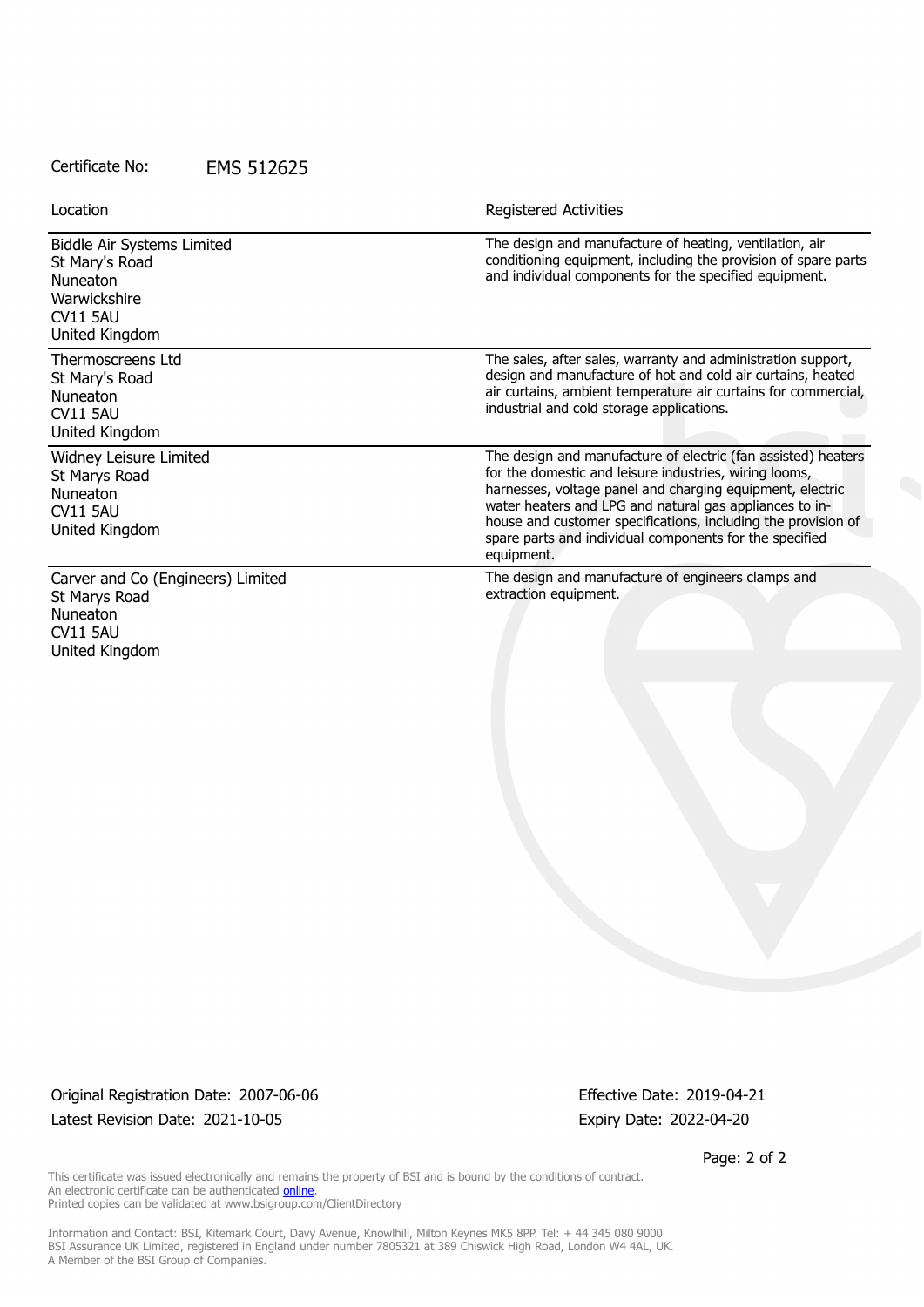Certificate No: EMS 512625

| Location | Registered Activities |
| --- | --- |
| Biddle Air Systems Limited<br>St Mary's Road<br>Nuneaton<br>Warwickshire<br>CV11 5AU<br>United Kingdom | The design and manufacture of heating, ventilation, air conditioning equipment, including the provision of spare parts and individual components for the specified equipment. |
| Thermoscreens Ltd<br>St Mary's Road<br>Nuneaton<br>CV11 5AU<br>United Kingdom | The sales, after sales, warranty and administration support, design and manufacture of hot and cold air curtains, heated air curtains, ambient temperature air curtains for commercial, industrial and cold storage applications. |
| Widney Leisure Limited<br>St Marys Road<br>Nuneaton<br>CV11 5AU<br>United Kingdom | The design and manufacture of electric (fan assisted) heaters for the domestic and leisure industries, wiring looms, harnesses, voltage panel and charging equipment, electric water heaters and LPG and natural gas appliances to in-house and customer specifications, including the provision of spare parts and individual components for the specified equipment. |
| Carver and Co (Engineers) Limited<br>St Marys Road<br>Nuneaton<br>CV11 5AU<br>United Kingdom | The design and manufacture of engineers clamps and extraction equipment. |

Original Registration Date: 2007-06-06

Latest Revision Date: 2021-10-05

Effective Date: 2019-04-21

Expiry Date: 2022-04-20

This certificate was issued electronically and remains the property of BSI and is bound by the conditions of contract.
An electronic certificate can be authenticated online.
Printed copies can be validated at www.bsigroup.com/ClientDirectory

Information and Contact: BSI, Kitemark Court, Davy Avenue, Knowlhill, Milton Keynes MK5 8PP. Tel: + 44 345 080 9000
BSI Assurance UK Limited, registered in England under number 7805321 at 389 Chiswick High Road, London W4 4AL, UK.
A Member of the BSI Group of Companies.